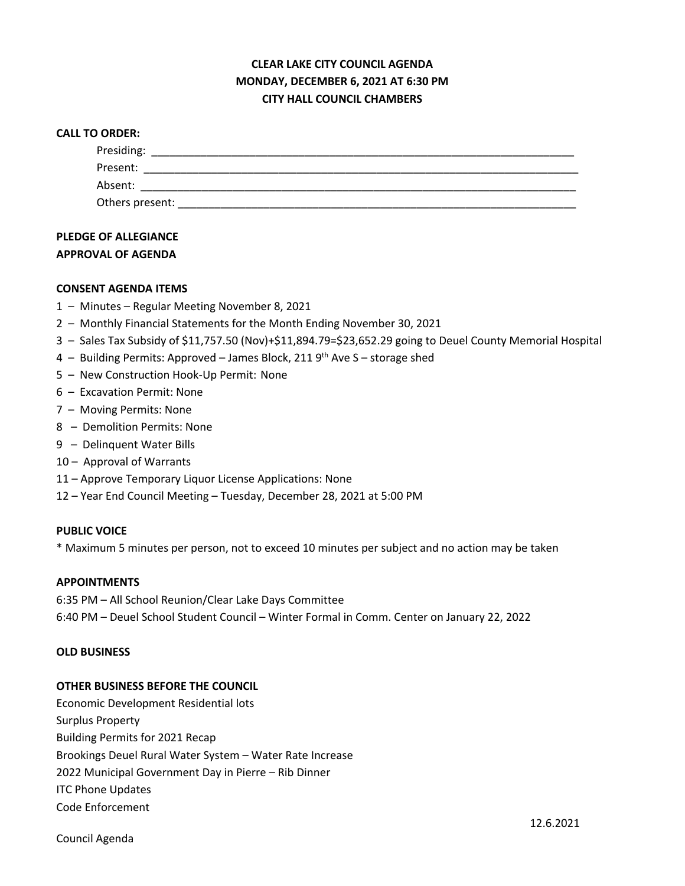# CLEAR LAKE CITY COUNCIL AGENDA
## MONDAY, DECEMBER 6, 2021 AT 6:30 PM
## CITY HALL COUNCIL CHAMBERS

**CALL TO ORDER:**

Presiding: ______________________________________________________________________

Present: ________________________________________________________________________

Absent: _________________________________________________________________________

Others present: ___________________________________________________________________

**PLEDGE OF ALLEGIANCE**

**APPROVAL OF AGENDA**

**CONSENT AGENDA ITEMS**

1 – Minutes – Regular Meeting November 8, 2021
2 – Monthly Financial Statements for the Month Ending November 30, 2021
3 – Sales Tax Subsidy of $11,757.50 (Nov)+$11,894.79=$23,652.29 going to Deuel County Memorial Hospital
4 – Building Permits: Approved – James Block, 211 9th Ave S – storage shed
5 – New Construction Hook-Up Permit: None
6 – Excavation Permit: None
7 – Moving Permits: None
8 – Demolition Permits: None
9 – Delinquent Water Bills
10 – Approval of Warrants
11 – Approve Temporary Liquor License Applications: None
12 – Year End Council Meeting – Tuesday, December 28, 2021 at 5:00 PM

**PUBLIC VOICE**

* Maximum 5 minutes per person, not to exceed 10 minutes per subject and no action may be taken

**APPOINTMENTS**

6:35 PM – All School Reunion/Clear Lake Days Committee
6:40 PM – Deuel School Student Council – Winter Formal in Comm. Center on January 22, 2022

**OLD BUSINESS**

**OTHER BUSINESS BEFORE THE COUNCIL**

Economic Development Residential lots
Surplus Property
Building Permits for 2021 Recap
Brookings Deuel Rural Water System – Water Rate Increase
2022 Municipal Government Day in Pierre – Rib Dinner
ITC Phone Updates
Code Enforcement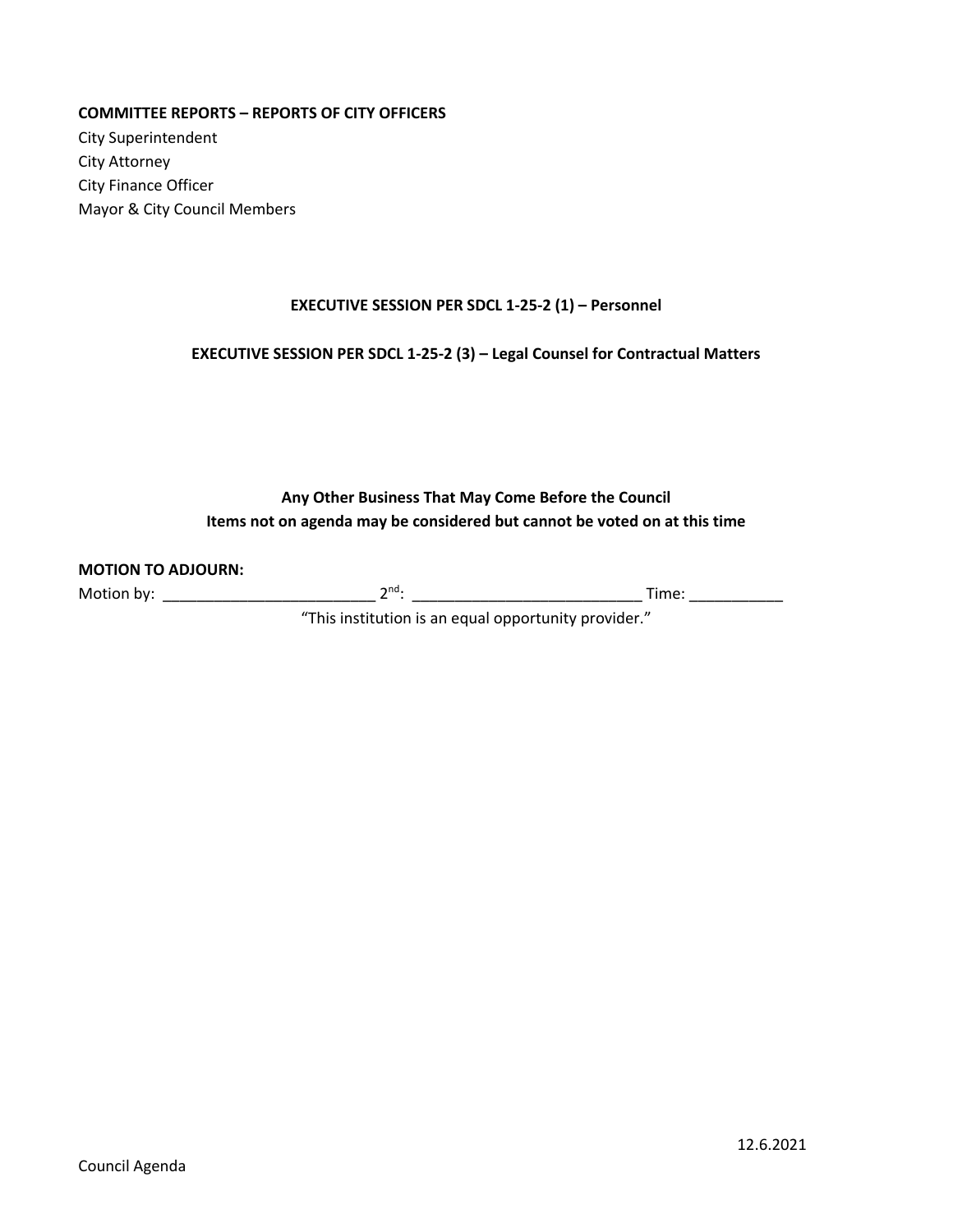**COMMITTEE REPORTS – REPORTS OF CITY OFFICERS**

City Superintendent
City Attorney
City Finance Officer
Mayor & City Council Members

**EXECUTIVE SESSION PER SDCL 1-25-2 (1) – Personnel**

**EXECUTIVE SESSION PER SDCL 1-25-2 (3) – Legal Counsel for Contractual Matters**

**Any Other Business That May Come Before the Council**
**Items not on agenda may be considered but cannot be voted on at this time**

**MOTION TO ADJOURN:**

Motion by: _________________________ 2nd: ___________________________ Time: ___________

"This institution is an equal opportunity provider."